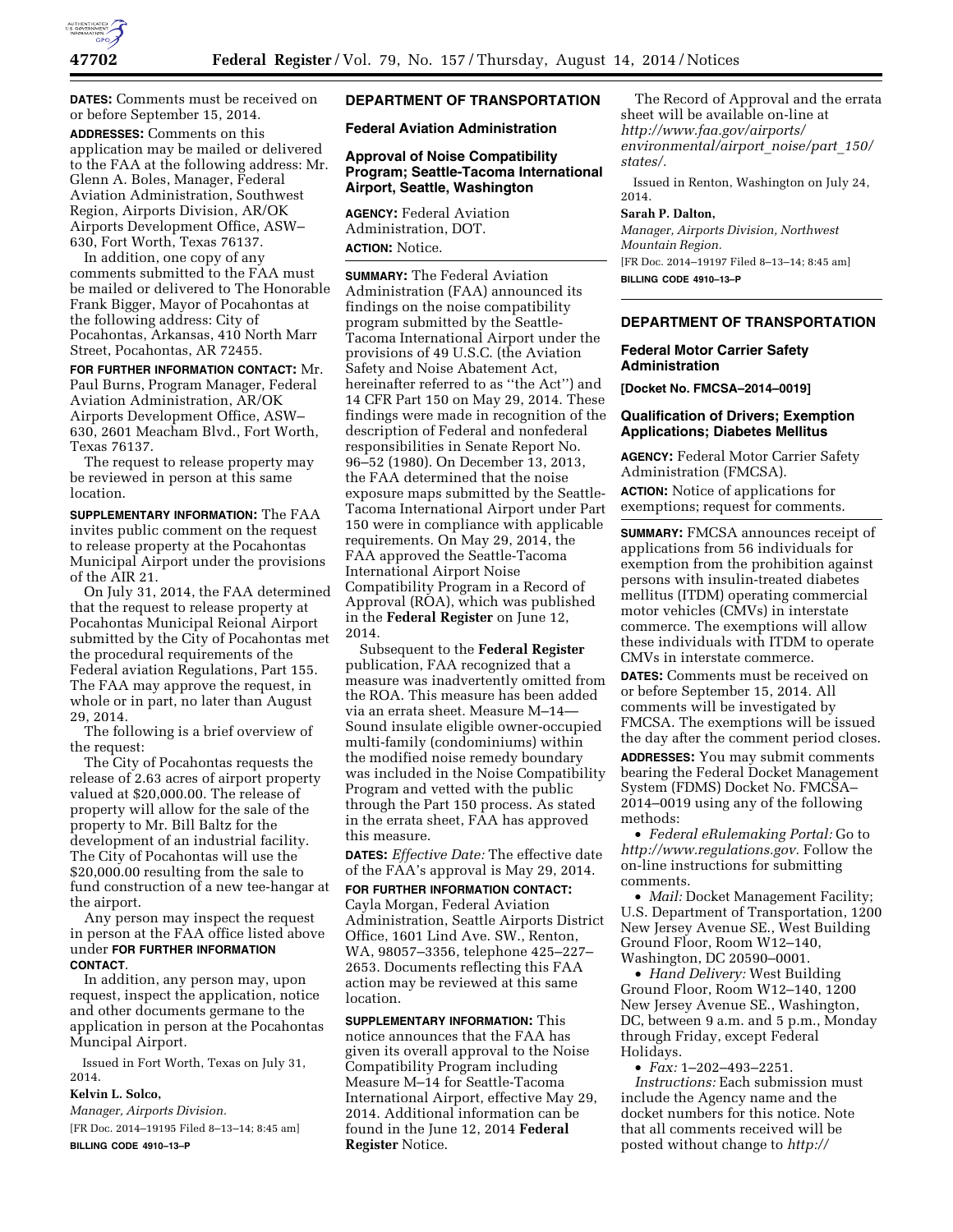**DATES:** Comments must be received on or before September 15, 2014.

**ADDRESSES:** Comments on this application may be mailed or delivered to the FAA at the following address: Mr. Glenn A. Boles, Manager, Federal Aviation Administration, Southwest Region, Airports Division, AR/OK Airports Development Office, ASW–630, Fort Worth, Texas 76137.

In addition, one copy of any comments submitted to the FAA must be mailed or delivered to The Honorable Frank Bigger, Mayor of Pocahontas at the following address: City of Pocahontas, Arkansas, 410 North Marr Street, Pocahontas, AR 72455.

**FOR FURTHER INFORMATION CONTACT:** Mr. Paul Burns, Program Manager, Federal Aviation Administration, AR/OK Airports Development Office, ASW–630, 2601 Meacham Blvd., Fort Worth, Texas 76137.

The request to release property may be reviewed in person at this same location.

**SUPPLEMENTARY INFORMATION:** The FAA invites public comment on the request to release property at the Pocahontas Municipal Airport under the provisions of the AIR 21.

On July 31, 2014, the FAA determined that the request to release property at Pocahontas Municipal Reional Airport submitted by the City of Pocahontas met the procedural requirements of the Federal aviation Regulations, Part 155. The FAA may approve the request, in whole or in part, no later than August 29, 2014.

The following is a brief overview of the request:

The City of Pocahontas requests the release of 2.63 acres of airport property valued at $20,000.00. The release of property will allow for the sale of the property to Mr. Bill Baltz for the development of an industrial facility. The City of Pocahontas will use the $20,000.00 resulting from the sale to fund construction of a new tee-hangar at the airport.

Any person may inspect the request in person at the FAA office listed above under **FOR FURTHER INFORMATION CONTACT**.

In addition, any person may, upon request, inspect the application, notice and other documents germane to the application in person at the Pocahontas Muncipal Airport.

Issued in Fort Worth, Texas on July 31, 2014.

**Kelvin L. Solco,**

*Manager, Airports Division.*

[FR Doc. 2014–19195 Filed 8–13–14; 8:45 am]

**BILLING CODE 4910–13–P**

## DEPARTMENT OF TRANSPORTATION

### Federal Aviation Administration

### Approval of Noise Compatibility Program; Seattle-Tacoma International Airport, Seattle, Washington

**AGENCY:** Federal Aviation Administration, DOT.

**ACTION:** Notice.

**SUMMARY:** The Federal Aviation Administration (FAA) announced its findings on the noise compatibility program submitted by the Seattle-Tacoma International Airport under the provisions of 49 U.S.C. (the Aviation Safety and Noise Abatement Act, hereinafter referred to as ''the Act'') and 14 CFR Part 150 on May 29, 2014. These findings were made in recognition of the description of Federal and nonfederal responsibilities in Senate Report No. 96–52 (1980). On December 13, 2013, the FAA determined that the noise exposure maps submitted by the Seattle-Tacoma International Airport under Part 150 were in compliance with applicable requirements. On May 29, 2014, the FAA approved the Seattle-Tacoma International Airport Noise Compatibility Program in a Record of Approval (ROA), which was published in the **Federal Register** on June 12, 2014.

Subsequent to the **Federal Register** publication, FAA recognized that a measure was inadvertently omitted from the ROA. This measure has been added via an errata sheet. Measure M–14—Sound insulate eligible owner-occupied multi-family (condominiums) within the modified noise remedy boundary was included in the Noise Compatibility Program and vetted with the public through the Part 150 process. As stated in the errata sheet, FAA has approved this measure.

**DATES:** *Effective Date:* The effective date of the FAA's approval is May 29, 2014.

**FOR FURTHER INFORMATION CONTACT:** Cayla Morgan, Federal Aviation Administration, Seattle Airports District Office, 1601 Lind Ave. SW., Renton, WA, 98057–3356, telephone 425–227–2653. Documents reflecting this FAA action may be reviewed at this same location.

**SUPPLEMENTARY INFORMATION:** This notice announces that the FAA has given its overall approval to the Noise Compatibility Program including Measure M–14 for Seattle-Tacoma International Airport, effective May 29, 2014. Additional information can be found in the June 12, 2014 **Federal Register** Notice.

The Record of Approval and the errata sheet will be available on-line at *http://www.faa.gov/airports/environmental/airport_noise/part_150/states/.*

Issued in Renton, Washington on July 24, 2014.

**Sarah P. Dalton,**

*Manager, Airports Division, Northwest Mountain Region.*

[FR Doc. 2014–19197 Filed 8–13–14; 8:45 am]

**BILLING CODE 4910–13–P**

## DEPARTMENT OF TRANSPORTATION

### Federal Motor Carrier Safety Administration

**[Docket No. FMCSA–2014–0019]**

### Qualification of Drivers; Exemption Applications; Diabetes Mellitus

**AGENCY:** Federal Motor Carrier Safety Administration (FMCSA).

**ACTION:** Notice of applications for exemptions; request for comments.

**SUMMARY:** FMCSA announces receipt of applications from 56 individuals for exemption from the prohibition against persons with insulin-treated diabetes mellitus (ITDM) operating commercial motor vehicles (CMVs) in interstate commerce. The exemptions will allow these individuals with ITDM to operate CMVs in interstate commerce.

**DATES:** Comments must be received on or before September 15, 2014. All comments will be investigated by FMCSA. The exemptions will be issued the day after the comment period closes.

**ADDRESSES:** You may submit comments bearing the Federal Docket Management System (FDMS) Docket No. FMCSA–2014–0019 using any of the following methods:

- *Federal eRulemaking Portal:* Go to *http://www.regulations.gov.* Follow the on-line instructions for submitting comments.
- *Mail:* Docket Management Facility; U.S. Department of Transportation, 1200 New Jersey Avenue SE., West Building Ground Floor, Room W12–140, Washington, DC 20590–0001.
- *Hand Delivery:* West Building Ground Floor, Room W12–140, 1200 New Jersey Avenue SE., Washington, DC, between 9 a.m. and 5 p.m., Monday through Friday, except Federal Holidays.
- *Fax:* 1–202–493–2251.

*Instructions:* Each submission must include the Agency name and the docket numbers for this notice. Note that all comments received will be posted without change to *http://*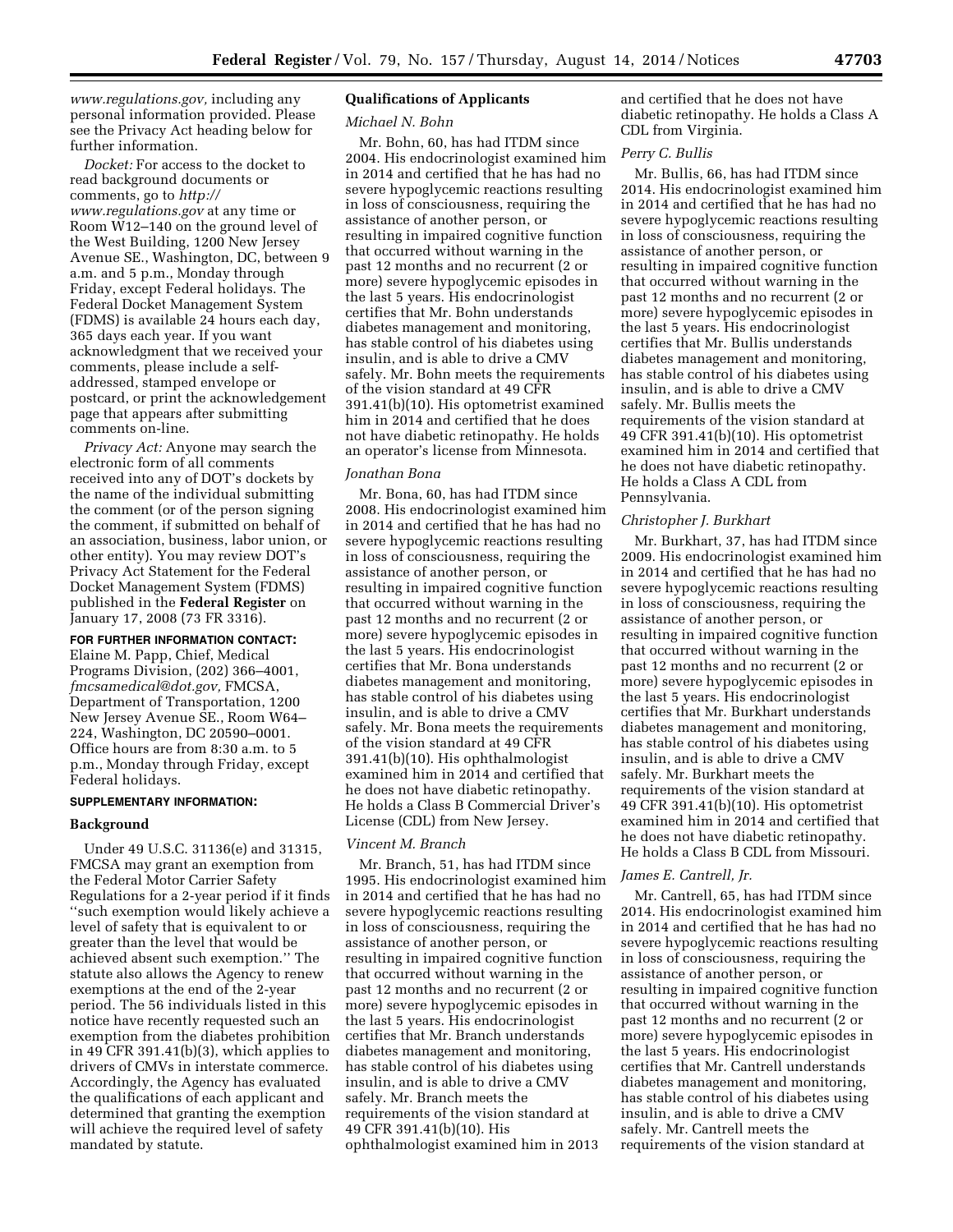www.regulations.gov, including any personal information provided. Please see the Privacy Act heading below for further information.

*Docket:* For access to the docket to read background documents or comments, go to *http://www.regulations.gov* at any time or Room W12–140 on the ground level of the West Building, 1200 New Jersey Avenue SE., Washington, DC, between 9 a.m. and 5 p.m., Monday through Friday, except Federal holidays. The Federal Docket Management System (FDMS) is available 24 hours each day, 365 days each year. If you want acknowledgment that we received your comments, please include a self-addressed, stamped envelope or postcard, or print the acknowledgement page that appears after submitting comments on-line.

*Privacy Act:* Anyone may search the electronic form of all comments received into any of DOT's dockets by the name of the individual submitting the comment (or of the person signing the comment, if submitted on behalf of an association, business, labor union, or other entity). You may review DOT's Privacy Act Statement for the Federal Docket Management System (FDMS) published in the **Federal Register** on January 17, 2008 (73 FR 3316).

**FOR FURTHER INFORMATION CONTACT:** Elaine M. Papp, Chief, Medical Programs Division, (202) 366–4001, *fmcsamedical@dot.gov*, FMCSA, Department of Transportation, 1200 New Jersey Avenue SE., Room W64–224, Washington, DC 20590–0001. Office hours are from 8:30 a.m. to 5 p.m., Monday through Friday, except Federal holidays.

**SUPPLEMENTARY INFORMATION:**

## Background

Under 49 U.S.C. 31136(e) and 31315, FMCSA may grant an exemption from the Federal Motor Carrier Safety Regulations for a 2-year period if it finds ''such exemption would likely achieve a level of safety that is equivalent to or greater than the level that would be achieved absent such exemption.'' The statute also allows the Agency to renew exemptions at the end of the 2-year period. The 56 individuals listed in this notice have recently requested such an exemption from the diabetes prohibition in 49 CFR 391.41(b)(3), which applies to drivers of CMVs in interstate commerce. Accordingly, the Agency has evaluated the qualifications of each applicant and determined that granting the exemption will achieve the required level of safety mandated by statute.

## Qualifications of Applicants

*Michael N. Bohn*

Mr. Bohn, 60, has had ITDM since 2004. His endocrinologist examined him in 2014 and certified that he has had no severe hypoglycemic reactions resulting in loss of consciousness, requiring the assistance of another person, or resulting in impaired cognitive function that occurred without warning in the past 12 months and no recurrent (2 or more) severe hypoglycemic episodes in the last 5 years. His endocrinologist certifies that Mr. Bohn understands diabetes management and monitoring, has stable control of his diabetes using insulin, and is able to drive a CMV safely. Mr. Bohn meets the requirements of the vision standard at 49 CFR 391.41(b)(10). His optometrist examined him in 2014 and certified that he does not have diabetic retinopathy. He holds an operator's license from Minnesota.

*Jonathan Bona*

Mr. Bona, 60, has had ITDM since 2008. His endocrinologist examined him in 2014 and certified that he has had no severe hypoglycemic reactions resulting in loss of consciousness, requiring the assistance of another person, or resulting in impaired cognitive function that occurred without warning in the past 12 months and no recurrent (2 or more) severe hypoglycemic episodes in the last 5 years. His endocrinologist certifies that Mr. Bona understands diabetes management and monitoring, has stable control of his diabetes using insulin, and is able to drive a CMV safely. Mr. Bona meets the requirements of the vision standard at 49 CFR 391.41(b)(10). His ophthalmologist examined him in 2014 and certified that he does not have diabetic retinopathy. He holds a Class B Commercial Driver's License (CDL) from New Jersey.

*Vincent M. Branch*

Mr. Branch, 51, has had ITDM since 1995. His endocrinologist examined him in 2014 and certified that he has had no severe hypoglycemic reactions resulting in loss of consciousness, requiring the assistance of another person, or resulting in impaired cognitive function that occurred without warning in the past 12 months and no recurrent (2 or more) severe hypoglycemic episodes in the last 5 years. His endocrinologist certifies that Mr. Branch understands diabetes management and monitoring, has stable control of his diabetes using insulin, and is able to drive a CMV safely. Mr. Branch meets the requirements of the vision standard at 49 CFR 391.41(b)(10). His ophthalmologist examined him in 2013 and certified that he does not have diabetic retinopathy. He holds a Class A CDL from Virginia.

*Perry C. Bullis*

Mr. Bullis, 66, has had ITDM since 2014. His endocrinologist examined him in 2014 and certified that he has had no severe hypoglycemic reactions resulting in loss of consciousness, requiring the assistance of another person, or resulting in impaired cognitive function that occurred without warning in the past 12 months and no recurrent (2 or more) severe hypoglycemic episodes in the last 5 years. His endocrinologist certifies that Mr. Bullis understands diabetes management and monitoring, has stable control of his diabetes using insulin, and is able to drive a CMV safely. Mr. Bullis meets the requirements of the vision standard at 49 CFR 391.41(b)(10). His optometrist examined him in 2014 and certified that he does not have diabetic retinopathy. He holds a Class A CDL from Pennsylvania.

*Christopher J. Burkhart*

Mr. Burkhart, 37, has had ITDM since 2009. His endocrinologist examined him in 2014 and certified that he has had no severe hypoglycemic reactions resulting in loss of consciousness, requiring the assistance of another person, or resulting in impaired cognitive function that occurred without warning in the past 12 months and no recurrent (2 or more) severe hypoglycemic episodes in the last 5 years. His endocrinologist certifies that Mr. Burkhart understands diabetes management and monitoring, has stable control of his diabetes using insulin, and is able to drive a CMV safely. Mr. Burkhart meets the requirements of the vision standard at 49 CFR 391.41(b)(10). His optometrist examined him in 2014 and certified that he does not have diabetic retinopathy. He holds a Class B CDL from Missouri.

*James E. Cantrell, Jr.*

Mr. Cantrell, 65, has had ITDM since 2014. His endocrinologist examined him in 2014 and certified that he has had no severe hypoglycemic reactions resulting in loss of consciousness, requiring the assistance of another person, or resulting in impaired cognitive function that occurred without warning in the past 12 months and no recurrent (2 or more) severe hypoglycemic episodes in the last 5 years. His endocrinologist certifies that Mr. Cantrell understands diabetes management and monitoring, has stable control of his diabetes using insulin, and is able to drive a CMV safely. Mr. Cantrell meets the requirements of the vision standard at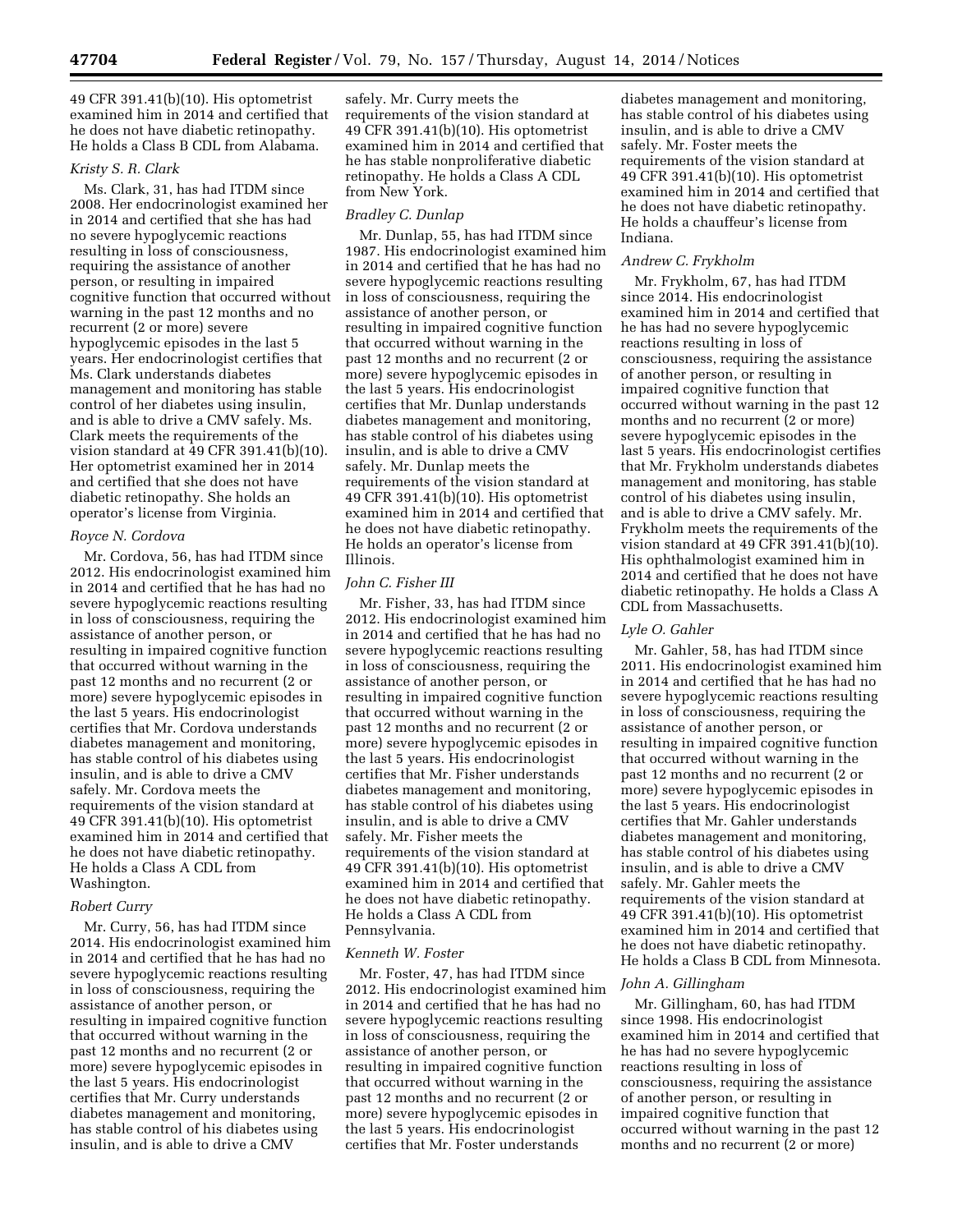49 CFR 391.41(b)(10). His optometrist examined him in 2014 and certified that he does not have diabetic retinopathy. He holds a Class B CDL from Alabama.

*Kristy S. R. Clark*

Ms. Clark, 31, has had ITDM since 2008. Her endocrinologist examined her in 2014 and certified that she has had no severe hypoglycemic reactions resulting in loss of consciousness, requiring the assistance of another person, or resulting in impaired cognitive function that occurred without warning in the past 12 months and no recurrent (2 or more) severe hypoglycemic episodes in the last 5 years. Her endocrinologist certifies that Ms. Clark understands diabetes management and monitoring has stable control of her diabetes using insulin, and is able to drive a CMV safely. Ms. Clark meets the requirements of the vision standard at 49 CFR 391.41(b)(10). Her optometrist examined her in 2014 and certified that she does not have diabetic retinopathy. She holds an operator's license from Virginia.

*Royce N. Cordova*

Mr. Cordova, 56, has had ITDM since 2012. His endocrinologist examined him in 2014 and certified that he has had no severe hypoglycemic reactions resulting in loss of consciousness, requiring the assistance of another person, or resulting in impaired cognitive function that occurred without warning in the past 12 months and no recurrent (2 or more) severe hypoglycemic episodes in the last 5 years. His endocrinologist certifies that Mr. Cordova understands diabetes management and monitoring, has stable control of his diabetes using insulin, and is able to drive a CMV safely. Mr. Cordova meets the requirements of the vision standard at 49 CFR 391.41(b)(10). His optometrist examined him in 2014 and certified that he does not have diabetic retinopathy. He holds a Class A CDL from Washington.

*Robert Curry*

Mr. Curry, 56, has had ITDM since 2014. His endocrinologist examined him in 2014 and certified that he has had no severe hypoglycemic reactions resulting in loss of consciousness, requiring the assistance of another person, or resulting in impaired cognitive function that occurred without warning in the past 12 months and no recurrent (2 or more) severe hypoglycemic episodes in the last 5 years. His endocrinologist certifies that Mr. Curry understands diabetes management and monitoring, has stable control of his diabetes using insulin, and is able to drive a CMV safely. Mr. Curry meets the requirements of the vision standard at 49 CFR 391.41(b)(10). His optometrist examined him in 2014 and certified that he has stable nonproliferative diabetic retinopathy. He holds a Class A CDL from New York.

*Bradley C. Dunlap*

Mr. Dunlap, 55, has had ITDM since 1987. His endocrinologist examined him in 2014 and certified that he has had no severe hypoglycemic reactions resulting in loss of consciousness, requiring the assistance of another person, or resulting in impaired cognitive function that occurred without warning in the past 12 months and no recurrent (2 or more) severe hypoglycemic episodes in the last 5 years. His endocrinologist certifies that Mr. Dunlap understands diabetes management and monitoring, has stable control of his diabetes using insulin, and is able to drive a CMV safely. Mr. Dunlap meets the requirements of the vision standard at 49 CFR 391.41(b)(10). His optometrist examined him in 2014 and certified that he does not have diabetic retinopathy. He holds an operator's license from Illinois.

*John C. Fisher III*

Mr. Fisher, 33, has had ITDM since 2012. His endocrinologist examined him in 2014 and certified that he has had no severe hypoglycemic reactions resulting in loss of consciousness, requiring the assistance of another person, or resulting in impaired cognitive function that occurred without warning in the past 12 months and no recurrent (2 or more) severe hypoglycemic episodes in the last 5 years. His endocrinologist certifies that Mr. Fisher understands diabetes management and monitoring, has stable control of his diabetes using insulin, and is able to drive a CMV safely. Mr. Fisher meets the requirements of the vision standard at 49 CFR 391.41(b)(10). His optometrist examined him in 2014 and certified that he does not have diabetic retinopathy. He holds a Class A CDL from Pennsylvania.

*Kenneth W. Foster*

Mr. Foster, 47, has had ITDM since 2012. His endocrinologist examined him in 2014 and certified that he has had no severe hypoglycemic reactions resulting in loss of consciousness, requiring the assistance of another person, or resulting in impaired cognitive function that occurred without warning in the past 12 months and no recurrent (2 or more) severe hypoglycemic episodes in the last 5 years. His endocrinologist certifies that Mr. Foster understands diabetes management and monitoring, has stable control of his diabetes using insulin, and is able to drive a CMV safely. Mr. Foster meets the requirements of the vision standard at 49 CFR 391.41(b)(10). His optometrist examined him in 2014 and certified that he does not have diabetic retinopathy. He holds a chauffeur's license from Indiana.

*Andrew C. Frykholm*

Mr. Frykholm, 67, has had ITDM since 2014. His endocrinologist examined him in 2014 and certified that he has had no severe hypoglycemic reactions resulting in loss of consciousness, requiring the assistance of another person, or resulting in impaired cognitive function that occurred without warning in the past 12 months and no recurrent (2 or more) severe hypoglycemic episodes in the last 5 years. His endocrinologist certifies that Mr. Frykholm understands diabetes management and monitoring, has stable control of his diabetes using insulin, and is able to drive a CMV safely. Mr. Frykholm meets the requirements of the vision standard at 49 CFR 391.41(b)(10). His ophthalmologist examined him in 2014 and certified that he does not have diabetic retinopathy. He holds a Class A CDL from Massachusetts.

*Lyle O. Gahler*

Mr. Gahler, 58, has had ITDM since 2011. His endocrinologist examined him in 2014 and certified that he has had no severe hypoglycemic reactions resulting in loss of consciousness, requiring the assistance of another person, or resulting in impaired cognitive function that occurred without warning in the past 12 months and no recurrent (2 or more) severe hypoglycemic episodes in the last 5 years. His endocrinologist certifies that Mr. Gahler understands diabetes management and monitoring, has stable control of his diabetes using insulin, and is able to drive a CMV safely. Mr. Gahler meets the requirements of the vision standard at 49 CFR 391.41(b)(10). His optometrist examined him in 2014 and certified that he does not have diabetic retinopathy. He holds a Class B CDL from Minnesota.

*John A. Gillingham*

Mr. Gillingham, 60, has had ITDM since 1998. His endocrinologist examined him in 2014 and certified that he has had no severe hypoglycemic reactions resulting in loss of consciousness, requiring the assistance of another person, or resulting in impaired cognitive function that occurred without warning in the past 12 months and no recurrent (2 or more)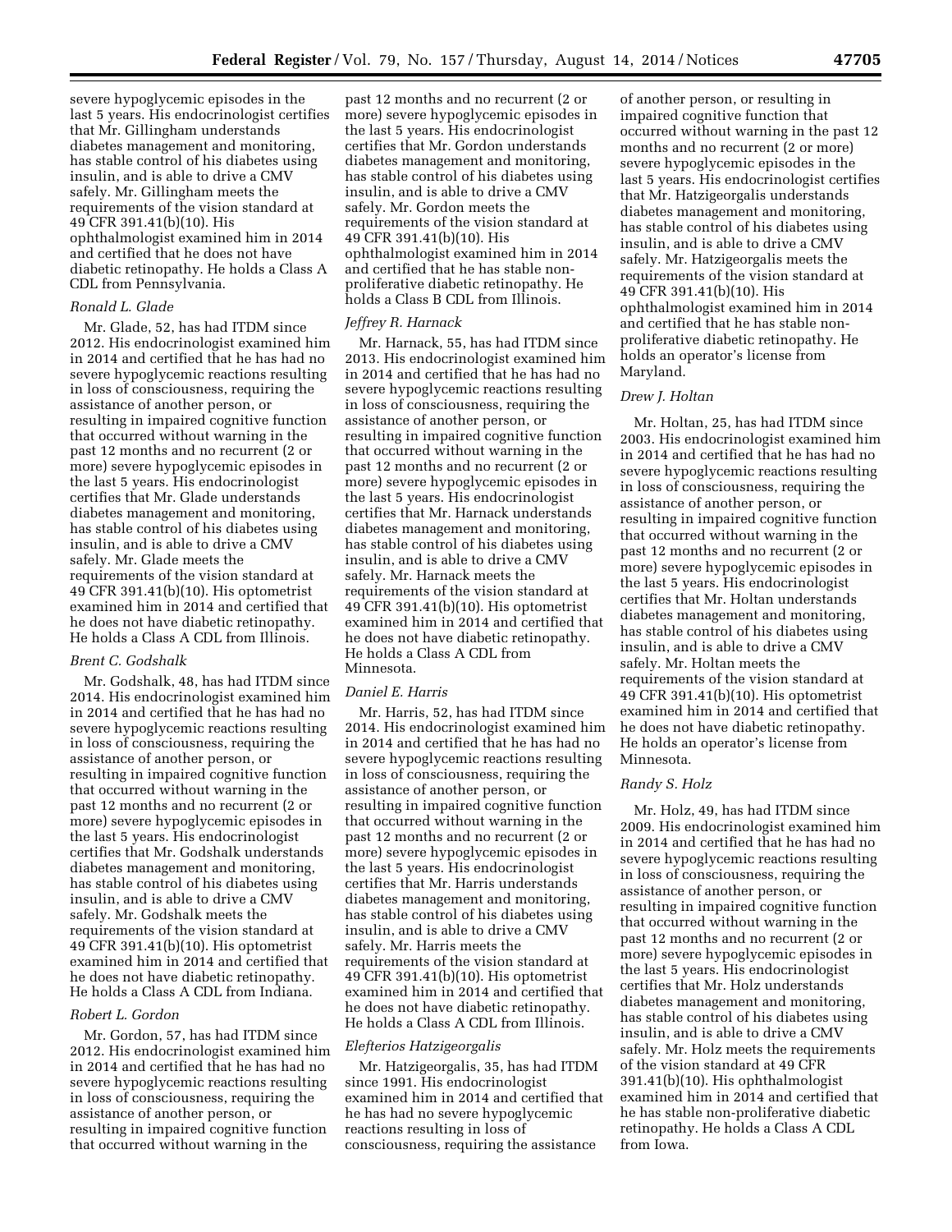severe hypoglycemic episodes in the last 5 years. His endocrinologist certifies that Mr. Gillingham understands diabetes management and monitoring, has stable control of his diabetes using insulin, and is able to drive a CMV safely. Mr. Gillingham meets the requirements of the vision standard at 49 CFR 391.41(b)(10). His ophthalmologist examined him in 2014 and certified that he does not have diabetic retinopathy. He holds a Class A CDL from Pennsylvania.

*Ronald L. Glade*

Mr. Glade, 52, has had ITDM since 2012. His endocrinologist examined him in 2014 and certified that he has had no severe hypoglycemic reactions resulting in loss of consciousness, requiring the assistance of another person, or resulting in impaired cognitive function that occurred without warning in the past 12 months and no recurrent (2 or more) severe hypoglycemic episodes in the last 5 years. His endocrinologist certifies that Mr. Glade understands diabetes management and monitoring, has stable control of his diabetes using insulin, and is able to drive a CMV safely. Mr. Glade meets the requirements of the vision standard at 49 CFR 391.41(b)(10). His optometrist examined him in 2014 and certified that he does not have diabetic retinopathy. He holds a Class A CDL from Illinois.

*Brent C. Godshalk*

Mr. Godshalk, 48, has had ITDM since 2014. His endocrinologist examined him in 2014 and certified that he has had no severe hypoglycemic reactions resulting in loss of consciousness, requiring the assistance of another person, or resulting in impaired cognitive function that occurred without warning in the past 12 months and no recurrent (2 or more) severe hypoglycemic episodes in the last 5 years. His endocrinologist certifies that Mr. Godshalk understands diabetes management and monitoring, has stable control of his diabetes using insulin, and is able to drive a CMV safely. Mr. Godshalk meets the requirements of the vision standard at 49 CFR 391.41(b)(10). His optometrist examined him in 2014 and certified that he does not have diabetic retinopathy. He holds a Class A CDL from Indiana.

*Robert L. Gordon*

Mr. Gordon, 57, has had ITDM since 2012. His endocrinologist examined him in 2014 and certified that he has had no severe hypoglycemic reactions resulting in loss of consciousness, requiring the assistance of another person, or resulting in impaired cognitive function that occurred without warning in the past 12 months and no recurrent (2 or more) severe hypoglycemic episodes in the last 5 years. His endocrinologist certifies that Mr. Gordon understands diabetes management and monitoring, has stable control of his diabetes using insulin, and is able to drive a CMV safely. Mr. Gordon meets the requirements of the vision standard at 49 CFR 391.41(b)(10). His ophthalmologist examined him in 2014 and certified that he has stable non-proliferative diabetic retinopathy. He holds a Class B CDL from Illinois.

*Jeffrey R. Harnack*

Mr. Harnack, 55, has had ITDM since 2013. His endocrinologist examined him in 2014 and certified that he has had no severe hypoglycemic reactions resulting in loss of consciousness, requiring the assistance of another person, or resulting in impaired cognitive function that occurred without warning in the past 12 months and no recurrent (2 or more) severe hypoglycemic episodes in the last 5 years. His endocrinologist certifies that Mr. Harnack understands diabetes management and monitoring, has stable control of his diabetes using insulin, and is able to drive a CMV safely. Mr. Harnack meets the requirements of the vision standard at 49 CFR 391.41(b)(10). His optometrist examined him in 2014 and certified that he does not have diabetic retinopathy. He holds a Class A CDL from Minnesota.

*Daniel E. Harris*

Mr. Harris, 52, has had ITDM since 2014. His endocrinologist examined him in 2014 and certified that he has had no severe hypoglycemic reactions resulting in loss of consciousness, requiring the assistance of another person, or resulting in impaired cognitive function that occurred without warning in the past 12 months and no recurrent (2 or more) severe hypoglycemic episodes in the last 5 years. His endocrinologist certifies that Mr. Harris understands diabetes management and monitoring, has stable control of his diabetes using insulin, and is able to drive a CMV safely. Mr. Harris meets the requirements of the vision standard at 49 CFR 391.41(b)(10). His optometrist examined him in 2014 and certified that he does not have diabetic retinopathy. He holds a Class A CDL from Illinois.

*Elefterios Hatzigeorgalis*

Mr. Hatzigeorgalis, 35, has had ITDM since 1991. His endocrinologist examined him in 2014 and certified that he has had no severe hypoglycemic reactions resulting in loss of consciousness, requiring the assistance of another person, or resulting in impaired cognitive function that occurred without warning in the past 12 months and no recurrent (2 or more) severe hypoglycemic episodes in the last 5 years. His endocrinologist certifies that Mr. Hatzigeorgalis understands diabetes management and monitoring, has stable control of his diabetes using insulin, and is able to drive a CMV safely. Mr. Hatzigeorgalis meets the requirements of the vision standard at 49 CFR 391.41(b)(10). His ophthalmologist examined him in 2014 and certified that he has stable non-proliferative diabetic retinopathy. He holds an operator's license from Maryland.

*Drew J. Holtan*

Mr. Holtan, 25, has had ITDM since 2003. His endocrinologist examined him in 2014 and certified that he has had no severe hypoglycemic reactions resulting in loss of consciousness, requiring the assistance of another person, or resulting in impaired cognitive function that occurred without warning in the past 12 months and no recurrent (2 or more) severe hypoglycemic episodes in the last 5 years. His endocrinologist certifies that Mr. Holtan understands diabetes management and monitoring, has stable control of his diabetes using insulin, and is able to drive a CMV safely. Mr. Holtan meets the requirements of the vision standard at 49 CFR 391.41(b)(10). His optometrist examined him in 2014 and certified that he does not have diabetic retinopathy. He holds an operator's license from Minnesota.

*Randy S. Holz*

Mr. Holz, 49, has had ITDM since 2009. His endocrinologist examined him in 2014 and certified that he has had no severe hypoglycemic reactions resulting in loss of consciousness, requiring the assistance of another person, or resulting in impaired cognitive function that occurred without warning in the past 12 months and no recurrent (2 or more) severe hypoglycemic episodes in the last 5 years. His endocrinologist certifies that Mr. Holz understands diabetes management and monitoring, has stable control of his diabetes using insulin, and is able to drive a CMV safely. Mr. Holz meets the requirements of the vision standard at 49 CFR 391.41(b)(10). His ophthalmologist examined him in 2014 and certified that he has stable non-proliferative diabetic retinopathy. He holds a Class A CDL from Iowa.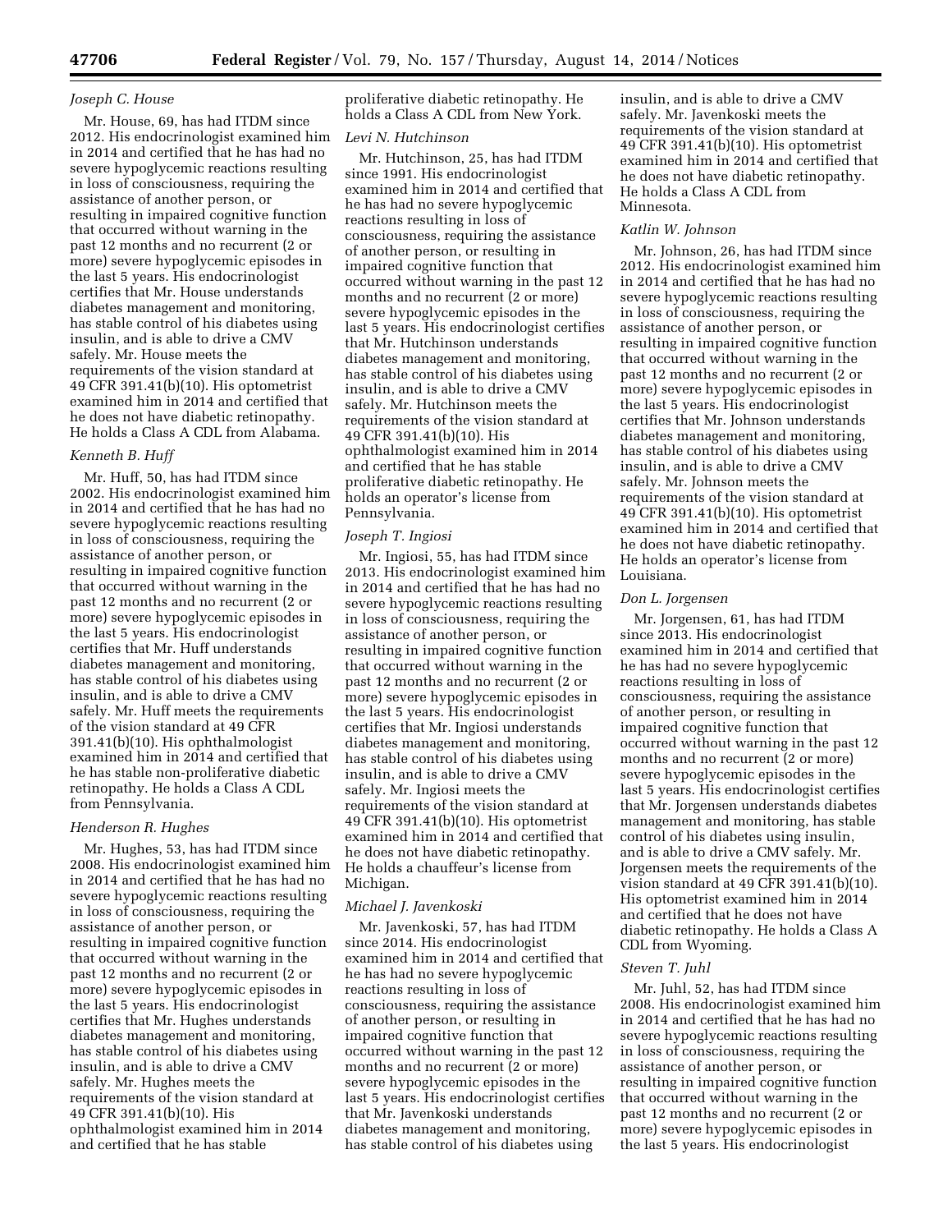*Joseph C. House*

Mr. House, 69, has had ITDM since 2012. His endocrinologist examined him in 2014 and certified that he has had no severe hypoglycemic reactions resulting in loss of consciousness, requiring the assistance of another person, or resulting in impaired cognitive function that occurred without warning in the past 12 months and no recurrent (2 or more) severe hypoglycemic episodes in the last 5 years. His endocrinologist certifies that Mr. House understands diabetes management and monitoring, has stable control of his diabetes using insulin, and is able to drive a CMV safely. Mr. House meets the requirements of the vision standard at 49 CFR 391.41(b)(10). His optometrist examined him in 2014 and certified that he does not have diabetic retinopathy. He holds a Class A CDL from Alabama.

*Kenneth B. Huff*

Mr. Huff, 50, has had ITDM since 2002. His endocrinologist examined him in 2014 and certified that he has had no severe hypoglycemic reactions resulting in loss of consciousness, requiring the assistance of another person, or resulting in impaired cognitive function that occurred without warning in the past 12 months and no recurrent (2 or more) severe hypoglycemic episodes in the last 5 years. His endocrinologist certifies that Mr. Huff understands diabetes management and monitoring, has stable control of his diabetes using insulin, and is able to drive a CMV safely. Mr. Huff meets the requirements of the vision standard at 49 CFR 391.41(b)(10). His ophthalmologist examined him in 2014 and certified that he has stable non-proliferative diabetic retinopathy. He holds a Class A CDL from Pennsylvania.

*Henderson R. Hughes*

Mr. Hughes, 53, has had ITDM since 2008. His endocrinologist examined him in 2014 and certified that he has had no severe hypoglycemic reactions resulting in loss of consciousness, requiring the assistance of another person, or resulting in impaired cognitive function that occurred without warning in the past 12 months and no recurrent (2 or more) severe hypoglycemic episodes in the last 5 years. His endocrinologist certifies that Mr. Hughes understands diabetes management and monitoring, has stable control of his diabetes using insulin, and is able to drive a CMV safely. Mr. Hughes meets the requirements of the vision standard at 49 CFR 391.41(b)(10). His ophthalmologist examined him in 2014 and certified that he has stable proliferative diabetic retinopathy. He holds a Class A CDL from New York.

*Levi N. Hutchinson*

Mr. Hutchinson, 25, has had ITDM since 1991. His endocrinologist examined him in 2014 and certified that he has had no severe hypoglycemic reactions resulting in loss of consciousness, requiring the assistance of another person, or resulting in impaired cognitive function that occurred without warning in the past 12 months and no recurrent (2 or more) severe hypoglycemic episodes in the last 5 years. His endocrinologist certifies that Mr. Hutchinson understands diabetes management and monitoring, has stable control of his diabetes using insulin, and is able to drive a CMV safely. Mr. Hutchinson meets the requirements of the vision standard at 49 CFR 391.41(b)(10). His ophthalmologist examined him in 2014 and certified that he has stable proliferative diabetic retinopathy. He holds an operator's license from Pennsylvania.

*Joseph T. Ingiosi*

Mr. Ingiosi, 55, has had ITDM since 2013. His endocrinologist examined him in 2014 and certified that he has had no severe hypoglycemic reactions resulting in loss of consciousness, requiring the assistance of another person, or resulting in impaired cognitive function that occurred without warning in the past 12 months and no recurrent (2 or more) severe hypoglycemic episodes in the last 5 years. His endocrinologist certifies that Mr. Ingiosi understands diabetes management and monitoring, has stable control of his diabetes using insulin, and is able to drive a CMV safely. Mr. Ingiosi meets the requirements of the vision standard at 49 CFR 391.41(b)(10). His optometrist examined him in 2014 and certified that he does not have diabetic retinopathy. He holds a chauffeur's license from Michigan.

*Michael J. Javenkoski*

Mr. Javenkoski, 57, has had ITDM since 2014. His endocrinologist examined him in 2014 and certified that he has had no severe hypoglycemic reactions resulting in loss of consciousness, requiring the assistance of another person, or resulting in impaired cognitive function that occurred without warning in the past 12 months and no recurrent (2 or more) severe hypoglycemic episodes in the last 5 years. His endocrinologist certifies that Mr. Javenkoski understands diabetes management and monitoring, has stable control of his diabetes using insulin, and is able to drive a CMV safely. Mr. Javenkoski meets the requirements of the vision standard at 49 CFR 391.41(b)(10). His optometrist examined him in 2014 and certified that he does not have diabetic retinopathy. He holds a Class A CDL from Minnesota.

*Katlin W. Johnson*

Mr. Johnson, 26, has had ITDM since 2012. His endocrinologist examined him in 2014 and certified that he has had no severe hypoglycemic reactions resulting in loss of consciousness, requiring the assistance of another person, or resulting in impaired cognitive function that occurred without warning in the past 12 months and no recurrent (2 or more) severe hypoglycemic episodes in the last 5 years. His endocrinologist certifies that Mr. Johnson understands diabetes management and monitoring, has stable control of his diabetes using insulin, and is able to drive a CMV safely. Mr. Johnson meets the requirements of the vision standard at 49 CFR 391.41(b)(10). His optometrist examined him in 2014 and certified that he does not have diabetic retinopathy. He holds an operator's license from Louisiana.

*Don L. Jorgensen*

Mr. Jorgensen, 61, has had ITDM since 2013. His endocrinologist examined him in 2014 and certified that he has had no severe hypoglycemic reactions resulting in loss of consciousness, requiring the assistance of another person, or resulting in impaired cognitive function that occurred without warning in the past 12 months and no recurrent (2 or more) severe hypoglycemic episodes in the last 5 years. His endocrinologist certifies that Mr. Jorgensen understands diabetes management and monitoring, has stable control of his diabetes using insulin, and is able to drive a CMV safely. Mr. Jorgensen meets the requirements of the vision standard at 49 CFR 391.41(b)(10). His optometrist examined him in 2014 and certified that he does not have diabetic retinopathy. He holds a Class A CDL from Wyoming.

*Steven T. Juhl*

Mr. Juhl, 52, has had ITDM since 2008. His endocrinologist examined him in 2014 and certified that he has had no severe hypoglycemic reactions resulting in loss of consciousness, requiring the assistance of another person, or resulting in impaired cognitive function that occurred without warning in the past 12 months and no recurrent (2 or more) severe hypoglycemic episodes in the last 5 years. His endocrinologist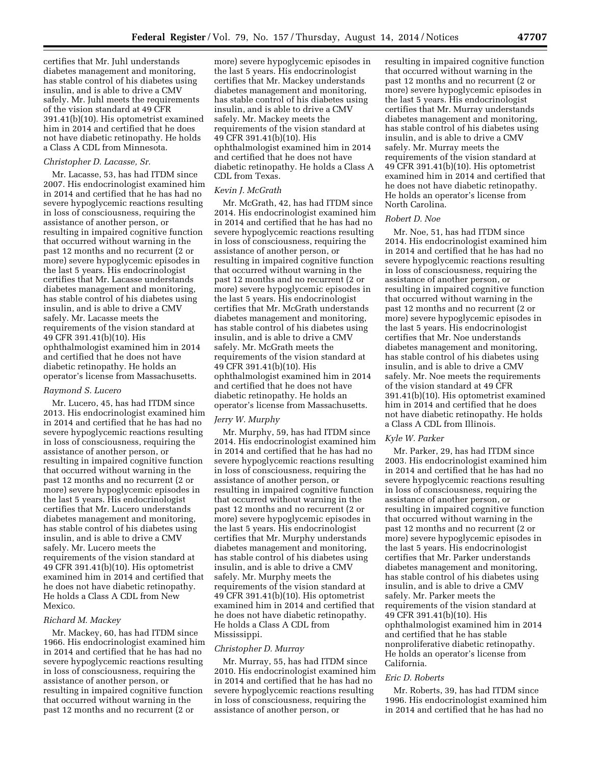certifies that Mr. Juhl understands diabetes management and monitoring, has stable control of his diabetes using insulin, and is able to drive a CMV safely. Mr. Juhl meets the requirements of the vision standard at 49 CFR 391.41(b)(10). His optometrist examined him in 2014 and certified that he does not have diabetic retinopathy. He holds a Class A CDL from Minnesota.

*Christopher D. Lacasse, Sr.*

Mr. Lacasse, 53, has had ITDM since 2007. His endocrinologist examined him in 2014 and certified that he has had no severe hypoglycemic reactions resulting in loss of consciousness, requiring the assistance of another person, or resulting in impaired cognitive function that occurred without warning in the past 12 months and no recurrent (2 or more) severe hypoglycemic episodes in the last 5 years. His endocrinologist certifies that Mr. Lacasse understands diabetes management and monitoring, has stable control of his diabetes using insulin, and is able to drive a CMV safely. Mr. Lacasse meets the requirements of the vision standard at 49 CFR 391.41(b)(10). His ophthalmologist examined him in 2014 and certified that he does not have diabetic retinopathy. He holds an operator's license from Massachusetts.

*Raymond S. Lucero*

Mr. Lucero, 45, has had ITDM since 2013. His endocrinologist examined him in 2014 and certified that he has had no severe hypoglycemic reactions resulting in loss of consciousness, requiring the assistance of another person, or resulting in impaired cognitive function that occurred without warning in the past 12 months and no recurrent (2 or more) severe hypoglycemic episodes in the last 5 years. His endocrinologist certifies that Mr. Lucero understands diabetes management and monitoring, has stable control of his diabetes using insulin, and is able to drive a CMV safely. Mr. Lucero meets the requirements of the vision standard at 49 CFR 391.41(b)(10). His optometrist examined him in 2014 and certified that he does not have diabetic retinopathy. He holds a Class A CDL from New Mexico.

*Richard M. Mackey*

Mr. Mackey, 60, has had ITDM since 1966. His endocrinologist examined him in 2014 and certified that he has had no severe hypoglycemic reactions resulting in loss of consciousness, requiring the assistance of another person, or resulting in impaired cognitive function that occurred without warning in the past 12 months and no recurrent (2 or more) severe hypoglycemic episodes in the last 5 years. His endocrinologist certifies that Mr. Mackey understands diabetes management and monitoring, has stable control of his diabetes using insulin, and is able to drive a CMV safely. Mr. Mackey meets the requirements of the vision standard at 49 CFR 391.41(b)(10). His ophthalmologist examined him in 2014 and certified that he does not have diabetic retinopathy. He holds a Class A CDL from Texas.

*Kevin J. McGrath*

Mr. McGrath, 42, has had ITDM since 2014. His endocrinologist examined him in 2014 and certified that he has had no severe hypoglycemic reactions resulting in loss of consciousness, requiring the assistance of another person, or resulting in impaired cognitive function that occurred without warning in the past 12 months and no recurrent (2 or more) severe hypoglycemic episodes in the last 5 years. His endocrinologist certifies that Mr. McGrath understands diabetes management and monitoring, has stable control of his diabetes using insulin, and is able to drive a CMV safely. Mr. McGrath meets the requirements of the vision standard at 49 CFR 391.41(b)(10). His ophthalmologist examined him in 2014 and certified that he does not have diabetic retinopathy. He holds an operator's license from Massachusetts.

*Jerry W. Murphy*

Mr. Murphy, 59, has had ITDM since 2014. His endocrinologist examined him in 2014 and certified that he has had no severe hypoglycemic reactions resulting in loss of consciousness, requiring the assistance of another person, or resulting in impaired cognitive function that occurred without warning in the past 12 months and no recurrent (2 or more) severe hypoglycemic episodes in the last 5 years. His endocrinologist certifies that Mr. Murphy understands diabetes management and monitoring, has stable control of his diabetes using insulin, and is able to drive a CMV safely. Mr. Murphy meets the requirements of the vision standard at 49 CFR 391.41(b)(10). His optometrist examined him in 2014 and certified that he does not have diabetic retinopathy. He holds a Class A CDL from Mississippi.

*Christopher D. Murray*

Mr. Murray, 55, has had ITDM since 2010. His endocrinologist examined him in 2014 and certified that he has had no severe hypoglycemic reactions resulting in loss of consciousness, requiring the assistance of another person, or resulting in impaired cognitive function that occurred without warning in the past 12 months and no recurrent (2 or more) severe hypoglycemic episodes in the last 5 years. His endocrinologist certifies that Mr. Murray understands diabetes management and monitoring, has stable control of his diabetes using insulin, and is able to drive a CMV safely. Mr. Murray meets the requirements of the vision standard at 49 CFR 391.41(b)(10). His optometrist examined him in 2014 and certified that he does not have diabetic retinopathy. He holds an operator's license from North Carolina.

*Robert D. Noe*

Mr. Noe, 51, has had ITDM since 2014. His endocrinologist examined him in 2014 and certified that he has had no severe hypoglycemic reactions resulting in loss of consciousness, requiring the assistance of another person, or resulting in impaired cognitive function that occurred without warning in the past 12 months and no recurrent (2 or more) severe hypoglycemic episodes in the last 5 years. His endocrinologist certifies that Mr. Noe understands diabetes management and monitoring, has stable control of his diabetes using insulin, and is able to drive a CMV safely. Mr. Noe meets the requirements of the vision standard at 49 CFR 391.41(b)(10). His optometrist examined him in 2014 and certified that he does not have diabetic retinopathy. He holds a Class A CDL from Illinois.

*Kyle W. Parker*

Mr. Parker, 29, has had ITDM since 2003. His endocrinologist examined him in 2014 and certified that he has had no severe hypoglycemic reactions resulting in loss of consciousness, requiring the assistance of another person, or resulting in impaired cognitive function that occurred without warning in the past 12 months and no recurrent (2 or more) severe hypoglycemic episodes in the last 5 years. His endocrinologist certifies that Mr. Parker understands diabetes management and monitoring, has stable control of his diabetes using insulin, and is able to drive a CMV safely. Mr. Parker meets the requirements of the vision standard at 49 CFR 391.41(b)(10). His ophthalmologist examined him in 2014 and certified that he has stable nonproliferative diabetic retinopathy. He holds an operator's license from California.

*Eric D. Roberts*

Mr. Roberts, 39, has had ITDM since 1996. His endocrinologist examined him in 2014 and certified that he has had no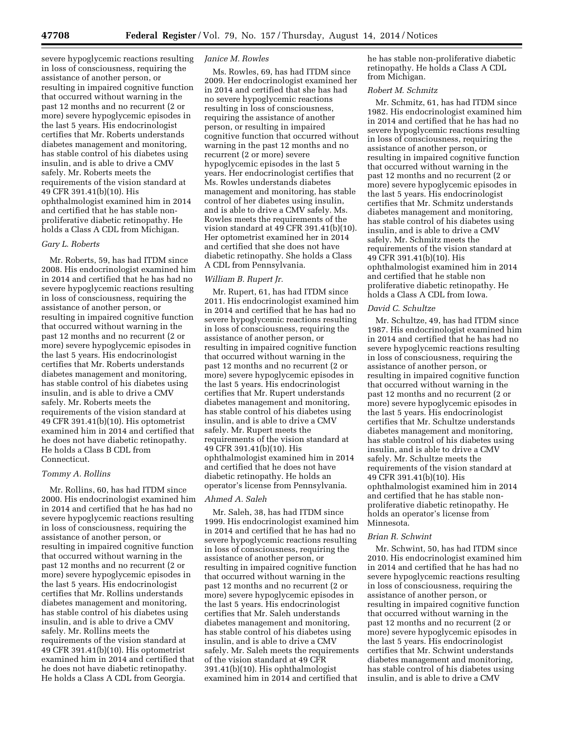severe hypoglycemic reactions resulting in loss of consciousness, requiring the assistance of another person, or resulting in impaired cognitive function that occurred without warning in the past 12 months and no recurrent (2 or more) severe hypoglycemic episodes in the last 5 years. His endocrinologist certifies that Mr. Roberts understands diabetes management and monitoring, has stable control of his diabetes using insulin, and is able to drive a CMV safely. Mr. Roberts meets the requirements of the vision standard at 49 CFR 391.41(b)(10). His ophthalmologist examined him in 2014 and certified that he has stable non-proliferative diabetic retinopathy. He holds a Class A CDL from Michigan.

*Gary L. Roberts*

Mr. Roberts, 59, has had ITDM since 2008. His endocrinologist examined him in 2014 and certified that he has had no severe hypoglycemic reactions resulting in loss of consciousness, requiring the assistance of another person, or resulting in impaired cognitive function that occurred without warning in the past 12 months and no recurrent (2 or more) severe hypoglycemic episodes in the last 5 years. His endocrinologist certifies that Mr. Roberts understands diabetes management and monitoring, has stable control of his diabetes using insulin, and is able to drive a CMV safely. Mr. Roberts meets the requirements of the vision standard at 49 CFR 391.41(b)(10). His optometrist examined him in 2014 and certified that he does not have diabetic retinopathy. He holds a Class B CDL from Connecticut.

*Tommy A. Rollins*

Mr. Rollins, 60, has had ITDM since 2000. His endocrinologist examined him in 2014 and certified that he has had no severe hypoglycemic reactions resulting in loss of consciousness, requiring the assistance of another person, or resulting in impaired cognitive function that occurred without warning in the past 12 months and no recurrent (2 or more) severe hypoglycemic episodes in the last 5 years. His endocrinologist certifies that Mr. Rollins understands diabetes management and monitoring, has stable control of his diabetes using insulin, and is able to drive a CMV safely. Mr. Rollins meets the requirements of the vision standard at 49 CFR 391.41(b)(10). His optometrist examined him in 2014 and certified that he does not have diabetic retinopathy. He holds a Class A CDL from Georgia.

*Janice M. Rowles*

Ms. Rowles, 69, has had ITDM since 2009. Her endocrinologist examined her in 2014 and certified that she has had no severe hypoglycemic reactions resulting in loss of consciousness, requiring the assistance of another person, or resulting in impaired cognitive function that occurred without warning in the past 12 months and no recurrent (2 or more) severe hypoglycemic episodes in the last 5 years. Her endocrinologist certifies that Ms. Rowles understands diabetes management and monitoring, has stable control of her diabetes using insulin, and is able to drive a CMV safely. Ms. Rowles meets the requirements of the vision standard at 49 CFR 391.41(b)(10). Her optometrist examined her in 2014 and certified that she does not have diabetic retinopathy. She holds a Class A CDL from Pennsylvania.

*William B. Rupert Jr.*

Mr. Rupert, 61, has had ITDM since 2011. His endocrinologist examined him in 2014 and certified that he has had no severe hypoglycemic reactions resulting in loss of consciousness, requiring the assistance of another person, or resulting in impaired cognitive function that occurred without warning in the past 12 months and no recurrent (2 or more) severe hypoglycemic episodes in the last 5 years. His endocrinologist certifies that Mr. Rupert understands diabetes management and monitoring, has stable control of his diabetes using insulin, and is able to drive a CMV safely. Mr. Rupert meets the requirements of the vision standard at 49 CFR 391.41(b)(10). His ophthalmologist examined him in 2014 and certified that he does not have diabetic retinopathy. He holds an operator's license from Pennsylvania.

*Ahmed A. Saleh*

Mr. Saleh, 38, has had ITDM since 1999. His endocrinologist examined him in 2014 and certified that he has had no severe hypoglycemic reactions resulting in loss of consciousness, requiring the assistance of another person, or resulting in impaired cognitive function that occurred without warning in the past 12 months and no recurrent (2 or more) severe hypoglycemic episodes in the last 5 years. His endocrinologist certifies that Mr. Saleh understands diabetes management and monitoring, has stable control of his diabetes using insulin, and is able to drive a CMV safely. Mr. Saleh meets the requirements of the vision standard at 49 CFR 391.41(b)(10). His ophthalmologist examined him in 2014 and certified that he has stable non-proliferative diabetic retinopathy. He holds a Class A CDL from Michigan.

*Robert M. Schmitz*

Mr. Schmitz, 61, has had ITDM since 1982. His endocrinologist examined him in 2014 and certified that he has had no severe hypoglycemic reactions resulting in loss of consciousness, requiring the assistance of another person, or resulting in impaired cognitive function that occurred without warning in the past 12 months and no recurrent (2 or more) severe hypoglycemic episodes in the last 5 years. His endocrinologist certifies that Mr. Schmitz understands diabetes management and monitoring, has stable control of his diabetes using insulin, and is able to drive a CMV safely. Mr. Schmitz meets the requirements of the vision standard at 49 CFR 391.41(b)(10). His ophthalmologist examined him in 2014 and certified that he stable non proliferative diabetic retinopathy. He holds a Class A CDL from Iowa.

*David C. Schultze*

Mr. Schultze, 49, has had ITDM since 1987. His endocrinologist examined him in 2014 and certified that he has had no severe hypoglycemic reactions resulting in loss of consciousness, requiring the assistance of another person, or resulting in impaired cognitive function that occurred without warning in the past 12 months and no recurrent (2 or more) severe hypoglycemic episodes in the last 5 years. His endocrinologist certifies that Mr. Schultze understands diabetes management and monitoring, has stable control of his diabetes using insulin, and is able to drive a CMV safely. Mr. Schultze meets the requirements of the vision standard at 49 CFR 391.41(b)(10). His ophthalmologist examined him in 2014 and certified that he has stable non-proliferative diabetic retinopathy. He holds an operator's license from Minnesota.

*Brian R. Schwint*

Mr. Schwint, 50, has had ITDM since 2010. His endocrinologist examined him in 2014 and certified that he has had no severe hypoglycemic reactions resulting in loss of consciousness, requiring the assistance of another person, or resulting in impaired cognitive function that occurred without warning in the past 12 months and no recurrent (2 or more) severe hypoglycemic episodes in the last 5 years. His endocrinologist certifies that Mr. Schwint understands diabetes management and monitoring, has stable control of his diabetes using insulin, and is able to drive a CMV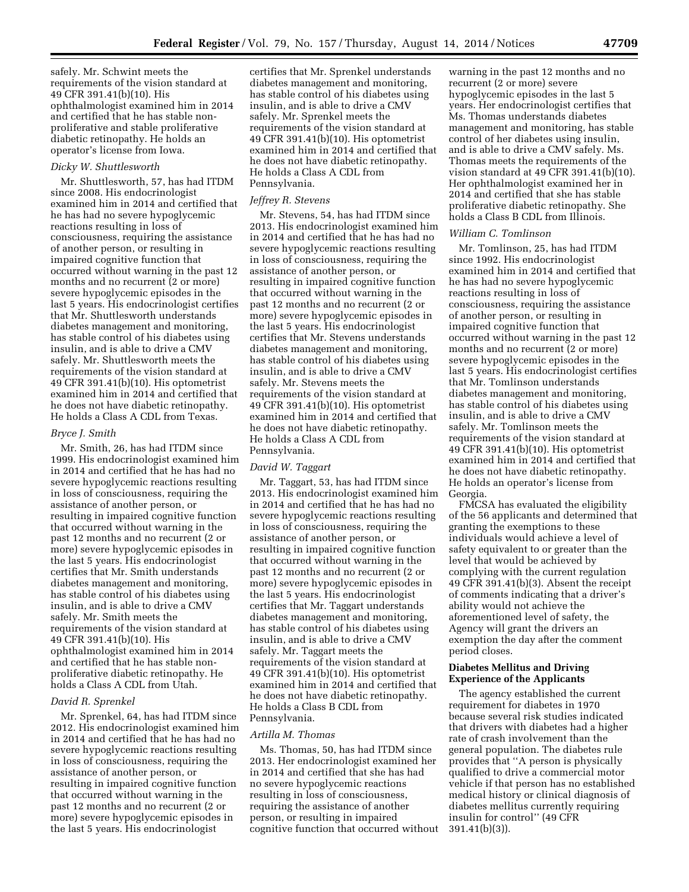safely. Mr. Schwint meets the requirements of the vision standard at 49 CFR 391.41(b)(10). His ophthalmologist examined him in 2014 and certified that he has stable non-proliferative and stable proliferative diabetic retinopathy. He holds an operator's license from Iowa.

*Dicky W. Shuttlesworth*

Mr. Shuttlesworth, 57, has had ITDM since 2008. His endocrinologist examined him in 2014 and certified that he has had no severe hypoglycemic reactions resulting in loss of consciousness, requiring the assistance of another person, or resulting in impaired cognitive function that occurred without warning in the past 12 months and no recurrent (2 or more) severe hypoglycemic episodes in the last 5 years. His endocrinologist certifies that Mr. Shuttlesworth understands diabetes management and monitoring, has stable control of his diabetes using insulin, and is able to drive a CMV safely. Mr. Shuttlesworth meets the requirements of the vision standard at 49 CFR 391.41(b)(10). His optometrist examined him in 2014 and certified that he does not have diabetic retinopathy. He holds a Class A CDL from Texas.

*Bryce J. Smith*

Mr. Smith, 26, has had ITDM since 1999. His endocrinologist examined him in 2014 and certified that he has had no severe hypoglycemic reactions resulting in loss of consciousness, requiring the assistance of another person, or resulting in impaired cognitive function that occurred without warning in the past 12 months and no recurrent (2 or more) severe hypoglycemic episodes in the last 5 years. His endocrinologist certifies that Mr. Smith understands diabetes management and monitoring, has stable control of his diabetes using insulin, and is able to drive a CMV safely. Mr. Smith meets the requirements of the vision standard at 49 CFR 391.41(b)(10). His ophthalmologist examined him in 2014 and certified that he has stable non-proliferative diabetic retinopathy. He holds a Class A CDL from Utah.

*David R. Sprenkel*

Mr. Sprenkel, 64, has had ITDM since 2012. His endocrinologist examined him in 2014 and certified that he has had no severe hypoglycemic reactions resulting in loss of consciousness, requiring the assistance of another person, or resulting in impaired cognitive function that occurred without warning in the past 12 months and no recurrent (2 or more) severe hypoglycemic episodes in the last 5 years. His endocrinologist certifies that Mr. Sprenkel understands diabetes management and monitoring, has stable control of his diabetes using insulin, and is able to drive a CMV safely. Mr. Sprenkel meets the requirements of the vision standard at 49 CFR 391.41(b)(10). His optometrist examined him in 2014 and certified that he does not have diabetic retinopathy. He holds a Class A CDL from Pennsylvania.

*Jeffrey R. Stevens*

Mr. Stevens, 54, has had ITDM since 2013. His endocrinologist examined him in 2014 and certified that he has had no severe hypoglycemic reactions resulting in loss of consciousness, requiring the assistance of another person, or resulting in impaired cognitive function that occurred without warning in the past 12 months and no recurrent (2 or more) severe hypoglycemic episodes in the last 5 years. His endocrinologist certifies that Mr. Stevens understands diabetes management and monitoring, has stable control of his diabetes using insulin, and is able to drive a CMV safely. Mr. Stevens meets the requirements of the vision standard at 49 CFR 391.41(b)(10). His optometrist examined him in 2014 and certified that he does not have diabetic retinopathy. He holds a Class A CDL from Pennsylvania.

*David W. Taggart*

Mr. Taggart, 53, has had ITDM since 2013. His endocrinologist examined him in 2014 and certified that he has had no severe hypoglycemic reactions resulting in loss of consciousness, requiring the assistance of another person, or resulting in impaired cognitive function that occurred without warning in the past 12 months and no recurrent (2 or more) severe hypoglycemic episodes in the last 5 years. His endocrinologist certifies that Mr. Taggart understands diabetes management and monitoring, has stable control of his diabetes using insulin, and is able to drive a CMV safely. Mr. Taggart meets the requirements of the vision standard at 49 CFR 391.41(b)(10). His optometrist examined him in 2014 and certified that he does not have diabetic retinopathy. He holds a Class B CDL from Pennsylvania.

*Artilla M. Thomas*

Ms. Thomas, 50, has had ITDM since 2013. Her endocrinologist examined her in 2014 and certified that she has had no severe hypoglycemic reactions resulting in loss of consciousness, requiring the assistance of another person, or resulting in impaired cognitive function that occurred without warning in the past 12 months and no recurrent (2 or more) severe hypoglycemic episodes in the last 5 years. Her endocrinologist certifies that Ms. Thomas understands diabetes management and monitoring, has stable control of her diabetes using insulin, and is able to drive a CMV safely. Ms. Thomas meets the requirements of the vision standard at 49 CFR 391.41(b)(10). Her ophthalmologist examined her in 2014 and certified that she has stable proliferative diabetic retinopathy. She holds a Class B CDL from Illinois.

*William C. Tomlinson*

Mr. Tomlinson, 25, has had ITDM since 1992. His endocrinologist examined him in 2014 and certified that he has had no severe hypoglycemic reactions resulting in loss of consciousness, requiring the assistance of another person, or resulting in impaired cognitive function that occurred without warning in the past 12 months and no recurrent (2 or more) severe hypoglycemic episodes in the last 5 years. His endocrinologist certifies that Mr. Tomlinson understands diabetes management and monitoring, has stable control of his diabetes using insulin, and is able to drive a CMV safely. Mr. Tomlinson meets the requirements of the vision standard at 49 CFR 391.41(b)(10). His optometrist examined him in 2014 and certified that he does not have diabetic retinopathy. He holds an operator's license from Georgia.

FMCSA has evaluated the eligibility of the 56 applicants and determined that granting the exemptions to these individuals would achieve a level of safety equivalent to or greater than the level that would be achieved by complying with the current regulation 49 CFR 391.41(b)(3). Absent the receipt of comments indicating that a driver's ability would not achieve the aforementioned level of safety, the Agency will grant the drivers an exemption the day after the comment period closes.

**Diabetes Mellitus and Driving Experience of the Applicants**

The agency established the current requirement for diabetes in 1970 because several risk studies indicated that drivers with diabetes had a higher rate of crash involvement than the general population. The diabetes rule provides that ''A person is physically qualified to drive a commercial motor vehicle if that person has no established medical history or clinical diagnosis of diabetes mellitus currently requiring insulin for control'' (49 CFR 391.41(b)(3)).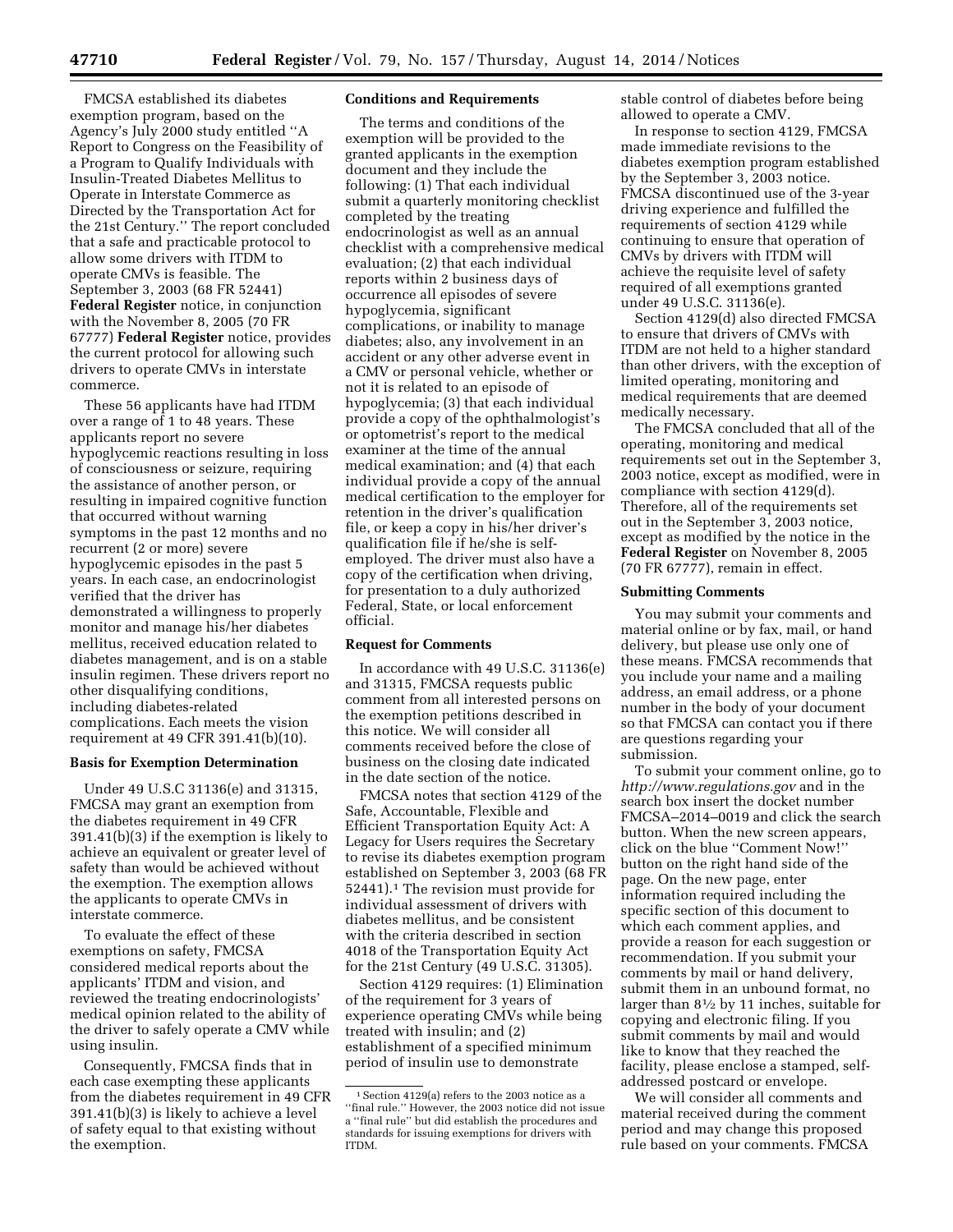FMCSA established its diabetes exemption program, based on the Agency's July 2000 study entitled ''A Report to Congress on the Feasibility of a Program to Qualify Individuals with Insulin-Treated Diabetes Mellitus to Operate in Interstate Commerce as Directed by the Transportation Act for the 21st Century.'' The report concluded that a safe and practicable protocol to allow some drivers with ITDM to operate CMVs is feasible. The September 3, 2003 (68 FR 52441) **Federal Register** notice, in conjunction with the November 8, 2005 (70 FR 67777) **Federal Register** notice, provides the current protocol for allowing such drivers to operate CMVs in interstate commerce.

These 56 applicants have had ITDM over a range of 1 to 48 years. These applicants report no severe hypoglycemic reactions resulting in loss of consciousness or seizure, requiring the assistance of another person, or resulting in impaired cognitive function that occurred without warning symptoms in the past 12 months and no recurrent (2 or more) severe hypoglycemic episodes in the past 5 years. In each case, an endocrinologist verified that the driver has demonstrated a willingness to properly monitor and manage his/her diabetes mellitus, received education related to diabetes management, and is on a stable insulin regimen. These drivers report no other disqualifying conditions, including diabetes-related complications. Each meets the vision requirement at 49 CFR 391.41(b)(10).

**Basis for Exemption Determination**

Under 49 U.S.C 31136(e) and 31315, FMCSA may grant an exemption from the diabetes requirement in 49 CFR 391.41(b)(3) if the exemption is likely to achieve an equivalent or greater level of safety than would be achieved without the exemption. The exemption allows the applicants to operate CMVs in interstate commerce.

To evaluate the effect of these exemptions on safety, FMCSA considered medical reports about the applicants' ITDM and vision, and reviewed the treating endocrinologists' medical opinion related to the ability of the driver to safely operate a CMV while using insulin.

Consequently, FMCSA finds that in each case exempting these applicants from the diabetes requirement in 49 CFR 391.41(b)(3) is likely to achieve a level of safety equal to that existing without the exemption.

**Conditions and Requirements**

The terms and conditions of the exemption will be provided to the granted applicants in the exemption document and they include the following: (1) That each individual submit a quarterly monitoring checklist completed by the treating endocrinologist as well as an annual checklist with a comprehensive medical evaluation; (2) that each individual reports within 2 business days of occurrence all episodes of severe hypoglycemia, significant complications, or inability to manage diabetes; also, any involvement in an accident or any other adverse event in a CMV or personal vehicle, whether or not it is related to an episode of hypoglycemia; (3) that each individual provide a copy of the ophthalmologist's or optometrist's report to the medical examiner at the time of the annual medical examination; and (4) that each individual provide a copy of the annual medical certification to the employer for retention in the driver's qualification file, or keep a copy in his/her driver's qualification file if he/she is self-employed. The driver must also have a copy of the certification when driving, for presentation to a duly authorized Federal, State, or local enforcement official.

**Request for Comments**

In accordance with 49 U.S.C. 31136(e) and 31315, FMCSA requests public comment from all interested persons on the exemption petitions described in this notice. We will consider all comments received before the close of business on the closing date indicated in the date section of the notice.

FMCSA notes that section 4129 of the Safe, Accountable, Flexible and Efficient Transportation Equity Act: A Legacy for Users requires the Secretary to revise its diabetes exemption program established on September 3, 2003 (68 FR 52441).[1] The revision must provide for individual assessment of drivers with diabetes mellitus, and be consistent with the criteria described in section 4018 of the Transportation Equity Act for the 21st Century (49 U.S.C. 31305).

Section 4129 requires: (1) Elimination of the requirement for 3 years of experience operating CMVs while being treated with insulin; and (2) establishment of a specified minimum period of insulin use to demonstrate stable control of diabetes before being allowed to operate a CMV.

In response to section 4129, FMCSA made immediate revisions to the diabetes exemption program established by the September 3, 2003 notice. FMCSA discontinued use of the 3-year driving experience and fulfilled the requirements of section 4129 while continuing to ensure that operation of CMVs by drivers with ITDM will achieve the requisite level of safety required of all exemptions granted under 49 U.S.C. 31136(e).

Section 4129(d) also directed FMCSA to ensure that drivers of CMVs with ITDM are not held to a higher standard than other drivers, with the exception of limited operating, monitoring and medical requirements that are deemed medically necessary.

The FMCSA concluded that all of the operating, monitoring and medical requirements set out in the September 3, 2003 notice, except as modified, were in compliance with section 4129(d). Therefore, all of the requirements set out in the September 3, 2003 notice, except as modified by the notice in the **Federal Register** on November 8, 2005 (70 FR 67777), remain in effect.

**Submitting Comments**

You may submit your comments and material online or by fax, mail, or hand delivery, but please use only one of these means. FMCSA recommends that you include your name and a mailing address, an email address, or a phone number in the body of your document so that FMCSA can contact you if there are questions regarding your submission.

To submit your comment online, go to *http://www.regulations.gov* and in the search box insert the docket number FMCSA–2014–0019 and click the search button. When the new screen appears, click on the blue ''Comment Now!'' button on the right hand side of the page. On the new page, enter information required including the specific section of this document to which each comment applies, and provide a reason for each suggestion or recommendation. If you submit your comments by mail or hand delivery, submit them in an unbound format, no larger than 8½ by 11 inches, suitable for copying and electronic filing. If you submit comments by mail and would like to know that they reached the facility, please enclose a stamped, self-addressed postcard or envelope.

We will consider all comments and material received during the comment period and may change this proposed rule based on your comments. FMCSA

[1] Section 4129(a) refers to the 2003 notice as a ''final rule.'' However, the 2003 notice did not issue a ''final rule'' but did establish the procedures and standards for issuing exemptions for drivers with ITDM.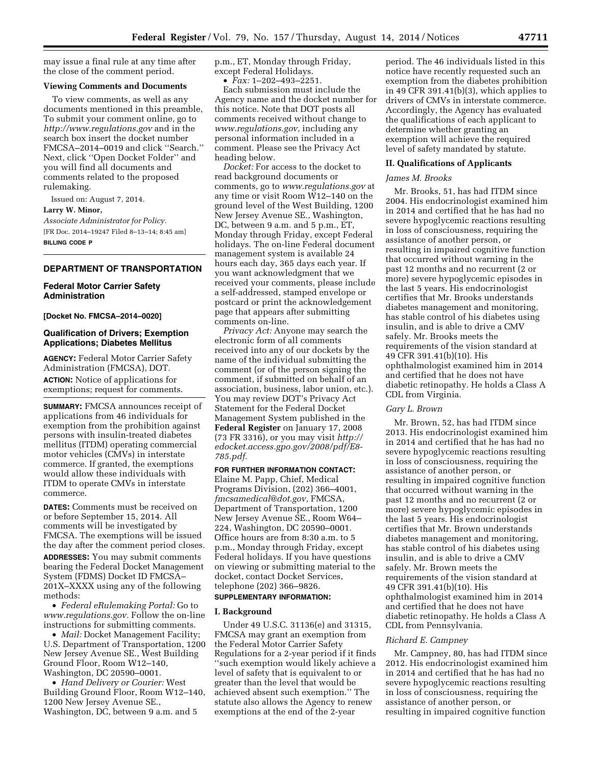may issue a final rule at any time after the close of the comment period.

**Viewing Comments and Documents**

To view comments, as well as any documents mentioned in this preamble, To submit your comment online, go to *http://www.regulations.gov* and in the search box insert the docket number FMCSA–2014–0019 and click ''Search.'' Next, click ''Open Docket Folder'' and you will find all documents and comments related to the proposed rulemaking.

Issued on: August 7, 2014.

**Larry W. Minor,**

*Associate Administrator for Policy.*

[FR Doc. 2014–19247 Filed 8–13–14; 8:45 am]

**BILLING CODE P**

## DEPARTMENT OF TRANSPORTATION

### Federal Motor Carrier Safety Administration

**[Docket No. FMCSA–2014–0020]**

### Qualification of Drivers; Exemption Applications; Diabetes Mellitus

**AGENCY:** Federal Motor Carrier Safety Administration (FMCSA), DOT.

**ACTION:** Notice of applications for exemptions; request for comments.

**SUMMARY:** FMCSA announces receipt of applications from 46 individuals for exemption from the prohibition against persons with insulin-treated diabetes mellitus (ITDM) operating commercial motor vehicles (CMVs) in interstate commerce. If granted, the exemptions would allow these individuals with ITDM to operate CMVs in interstate commerce.

**DATES:** Comments must be received on or before September 15, 2014. All comments will be investigated by FMCSA. The exemptions will be issued the day after the comment period closes.

**ADDRESSES:** You may submit comments bearing the Federal Docket Management System (FDMS) Docket ID FMCSA–201X–XXXX using any of the following methods:

- *Federal eRulemaking Portal:* Go to *www.regulations.gov.* Follow the on-line instructions for submitting comments.
- *Mail:* Docket Management Facility; U.S. Department of Transportation, 1200 New Jersey Avenue SE., West Building Ground Floor, Room W12–140, Washington, DC 20590–0001.
- *Hand Delivery or Courier:* West Building Ground Floor, Room W12–140, 1200 New Jersey Avenue SE., Washington, DC, between 9 a.m. and 5 p.m., ET, Monday through Friday, except Federal Holidays.
- *Fax:* 1–202–493–2251.

Each submission must include the Agency name and the docket number for this notice. Note that DOT posts all comments received without change to *www.regulations.gov,* including any personal information included in a comment. Please see the Privacy Act heading below.

*Docket:* For access to the docket to read background documents or comments, go to *www.regulations.gov* at any time or visit Room W12–140 on the ground level of the West Building, 1200 New Jersey Avenue SE., Washington, DC, between 9 a.m. and 5 p.m., ET, Monday through Friday, except Federal holidays. The on-line Federal document management system is available 24 hours each day, 365 days each year. If you want acknowledgment that we received your comments, please include a self-addressed, stamped envelope or postcard or print the acknowledgement page that appears after submitting comments on-line.

*Privacy Act:* Anyone may search the electronic form of all comments received into any of our dockets by the name of the individual submitting the comment (or of the person signing the comment, if submitted on behalf of an association, business, labor union, etc.). You may review DOT's Privacy Act Statement for the Federal Docket Management System published in the **Federal Register** on January 17, 2008 (73 FR 3316), or you may visit *http://edocket.access.gpo.gov/2008/pdf/E8-785.pdf.*

**FOR FURTHER INFORMATION CONTACT:** Elaine M. Papp, Chief, Medical Programs Division, (202) 366–4001, *fmcsamedical@dot.gov,* FMCSA, Department of Transportation, 1200 New Jersey Avenue SE., Room W64–224, Washington, DC 20590–0001. Office hours are from 8:30 a.m. to 5 p.m., Monday through Friday, except Federal holidays. If you have questions on viewing or submitting material to the docket, contact Docket Services, telephone (202) 366–9826.

**SUPPLEMENTARY INFORMATION:**

#### I. Background

Under 49 U.S.C. 31136(e) and 31315, FMCSA may grant an exemption from the Federal Motor Carrier Safety Regulations for a 2-year period if it finds ''such exemption would likely achieve a level of safety that is equivalent to or greater than the level that would be achieved absent such exemption.'' The statute also allows the Agency to renew exemptions at the end of the 2-year period. The 46 individuals listed in this notice have recently requested such an exemption from the diabetes prohibition in 49 CFR 391.41(b)(3), which applies to drivers of CMVs in interstate commerce. Accordingly, the Agency has evaluated the qualifications of each applicant to determine whether granting an exemption will achieve the required level of safety mandated by statute.

#### II. Qualifications of Applicants

*James M. Brooks*

Mr. Brooks, 51, has had ITDM since 2004. His endocrinologist examined him in 2014 and certified that he has had no severe hypoglycemic reactions resulting in loss of consciousness, requiring the assistance of another person, or resulting in impaired cognitive function that occurred without warning in the past 12 months and no recurrent (2 or more) severe hypoglycemic episodes in the last 5 years. His endocrinologist certifies that Mr. Brooks understands diabetes management and monitoring, has stable control of his diabetes using insulin, and is able to drive a CMV safely. Mr. Brooks meets the requirements of the vision standard at 49 CFR 391.41(b)(10). His ophthalmologist examined him in 2014 and certified that he does not have diabetic retinopathy. He holds a Class A CDL from Virginia.

*Gary L. Brown*

Mr. Brown, 52, has had ITDM since 2013. His endocrinologist examined him in 2014 and certified that he has had no severe hypoglycemic reactions resulting in loss of consciousness, requiring the assistance of another person, or resulting in impaired cognitive function that occurred without warning in the past 12 months and no recurrent (2 or more) severe hypoglycemic episodes in the last 5 years. His endocrinologist certifies that Mr. Brown understands diabetes management and monitoring, has stable control of his diabetes using insulin, and is able to drive a CMV safely. Mr. Brown meets the requirements of the vision standard at 49 CFR 391.41(b)(10). His ophthalmologist examined him in 2014 and certified that he does not have diabetic retinopathy. He holds a Class A CDL from Pennsylvania.

*Richard E. Campney*

Mr. Campney, 80, has had ITDM since 2012. His endocrinologist examined him in 2014 and certified that he has had no severe hypoglycemic reactions resulting in loss of consciousness, requiring the assistance of another person, or resulting in impaired cognitive function